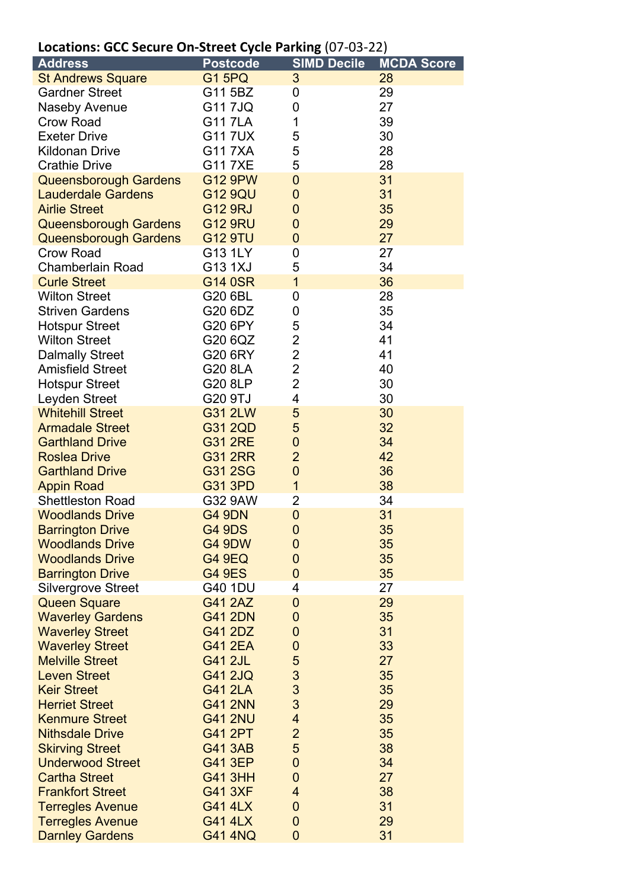**Locations: GCC Secure On-Street Cycle Parking** (07-03-22)

| Address | Postcode | SIMD Decile | MCDA Score |
|---|---|---|---|
| St Andrews Square | G1 5PQ | 3 | 28 |
| Gardner Street | G11 5BZ | 0 | 29 |
| Naseby Avenue | G11 7JQ | 0 | 27 |
| Crow Road | G11 7LA | 1 | 39 |
| Exeter Drive | G11 7UX | 5 | 30 |
| Kildonan Drive | G11 7XA | 5 | 28 |
| Crathie Drive | G11 7XE | 5 | 28 |
| Queensborough Gardens | G12 9PW | 0 | 31 |
| Lauderdale Gardens | G12 9QU | 0 | 31 |
| Airlie Street | G12 9RJ | 0 | 35 |
| Queensborough Gardens | G12 9RU | 0 | 29 |
| Queensborough Gardens | G12 9TU | 0 | 27 |
| Crow Road | G13 1LY | 0 | 27 |
| Chamberlain Road | G13 1XJ | 5 | 34 |
| Curle Street | G14 0SR | 1 | 36 |
| Wilton Street | G20 6BL | 0 | 28 |
| Striven Gardens | G20 6DZ | 0 | 35 |
| Hotspur Street | G20 6PY | 5 | 34 |
| Wilton Street | G20 6QZ | 2 | 41 |
| Dalmally Street | G20 6RY | 2 | 41 |
| Amisfield Street | G20 8LA | 2 | 40 |
| Hotspur Street | G20 8LP | 2 | 30 |
| Leyden Street | G20 9TJ | 4 | 30 |
| Whitehill Street | G31 2LW | 5 | 30 |
| Armadale Street | G31 2QD | 5 | 32 |
| Garthland Drive | G31 2RE | 0 | 34 |
| Roslea Drive | G31 2RR | 2 | 42 |
| Garthland Drive | G31 2SG | 0 | 36 |
| Appin Road | G31 3PD | 1 | 38 |
| Shettleston Road | G32 9AW | 2 | 34 |
| Woodlands Drive | G4 9DN | 0 | 31 |
| Barrington Drive | G4 9DS | 0 | 35 |
| Woodlands Drive | G4 9DW | 0 | 35 |
| Woodlands Drive | G4 9EQ | 0 | 35 |
| Barrington Drive | G4 9ES | 0 | 35 |
| Silvergrove Street | G40 1DU | 4 | 27 |
| Queen Square | G41 2AZ | 0 | 29 |
| Waverley Gardens | G41 2DN | 0 | 35 |
| Waverley Street | G41 2DZ | 0 | 31 |
| Waverley Street | G41 2EA | 0 | 33 |
| Melville Street | G41 2JL | 5 | 27 |
| Leven Street | G41 2JQ | 3 | 35 |
| Keir Street | G41 2LA | 3 | 35 |
| Herriet Street | G41 2NN | 3 | 29 |
| Kenmure Street | G41 2NU | 4 | 35 |
| Nithsdale Drive | G41 2PT | 2 | 35 |
| Skirving Street | G41 3AB | 5 | 38 |
| Underwood Street | G41 3EP | 0 | 34 |
| Cartha Street | G41 3HH | 0 | 27 |
| Frankfort Street | G41 3XF | 4 | 38 |
| Terregles Avenue | G41 4LX | 0 | 31 |
| Terregles Avenue | G41 4LX | 0 | 29 |
| Darnley Gardens | G41 4NQ | 0 | 31 |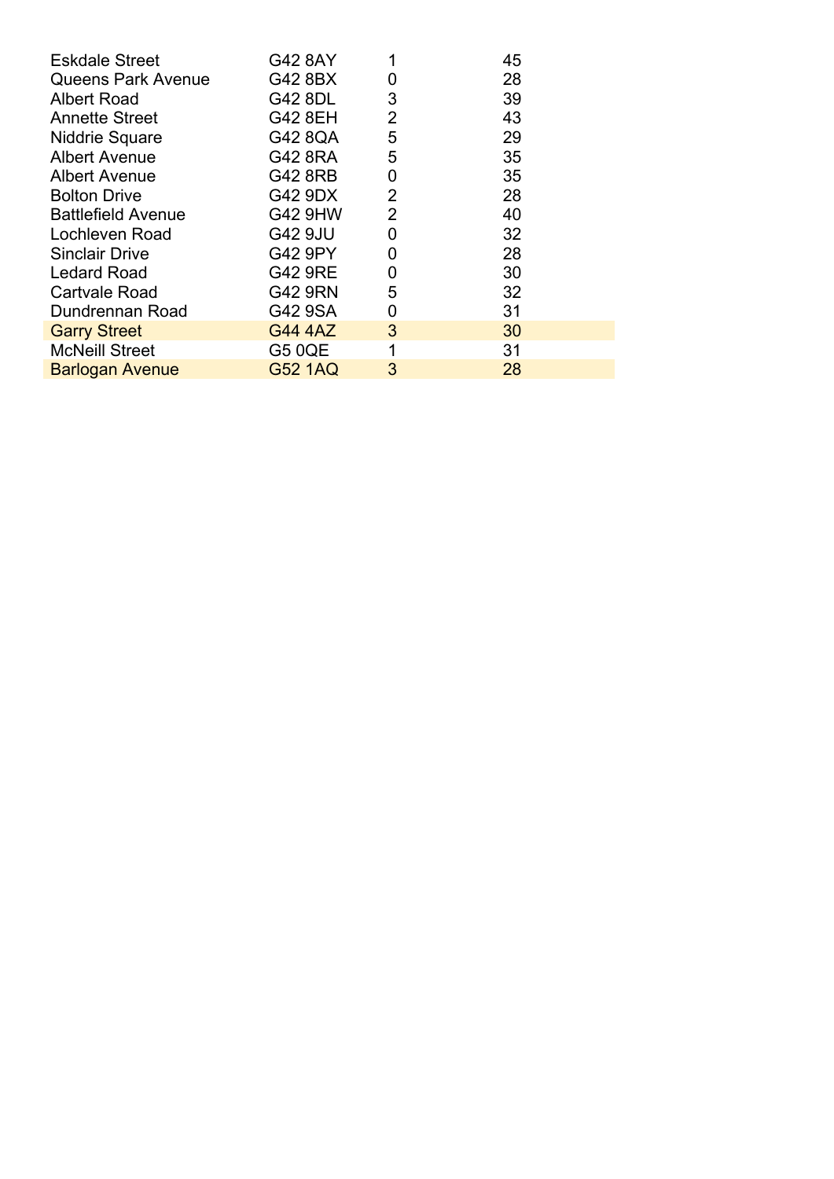| | | | |
|---|---|---|---|
| Eskdale Street | G42 8AY | 1 | 45 |
| Queens Park Avenue | G42 8BX | 0 | 28 |
| Albert Road | G42 8DL | 3 | 39 |
| Annette Street | G42 8EH | 2 | 43 |
| Niddrie Square | G42 8QA | 5 | 29 |
| Albert Avenue | G42 8RA | 5 | 35 |
| Albert Avenue | G42 8RB | 0 | 35 |
| Bolton Drive | G42 9DX | 2 | 28 |
| Battlefield Avenue | G42 9HW | 2 | 40 |
| Lochleven Road | G42 9JU | 0 | 32 |
| Sinclair Drive | G42 9PY | 0 | 28 |
| Ledard Road | G42 9RE | 0 | 30 |
| Cartvale Road | G42 9RN | 5 | 32 |
| Dundrennan Road | G42 9SA | 0 | 31 |
| Garry Street | G44 4AZ | 3 | 30 |
| McNeill Street | G5 0QE | 1 | 31 |
| Barlogan Avenue | G52 1AQ | 3 | 28 |